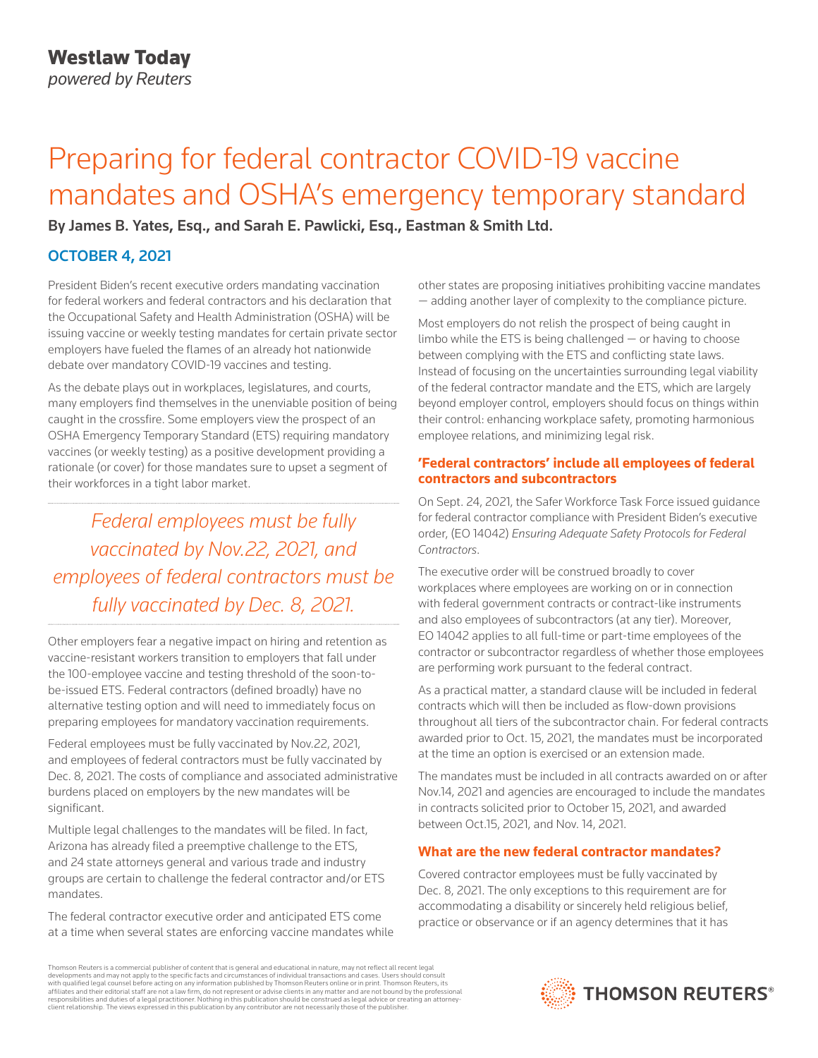Westlaw Today
*powered by Reuters*

# Preparing for federal contractor COVID-19 vaccine mandates and OSHA's emergency temporary standard

**By James B. Yates, Esq., and Sarah E. Pawlicki, Esq., Eastman & Smith Ltd.**

**OCTOBER 4, 2021**

President Biden's recent executive orders mandating vaccination for federal workers and federal contractors and his declaration that the Occupational Safety and Health Administration (OSHA) will be issuing vaccine or weekly testing mandates for certain private sector employers have fueled the flames of an already hot nationwide debate over mandatory COVID-19 vaccines and testing.

As the debate plays out in workplaces, legislatures, and courts, many employers find themselves in the unenviable position of being caught in the crossfire. Some employers view the prospect of an OSHA Emergency Temporary Standard (ETS) requiring mandatory vaccines (or weekly testing) as a positive development providing a rationale (or cover) for those mandates sure to upset a segment of their workforces in a tight labor market.

> *Federal employees must be fully vaccinated by Nov.22, 2021, and employees of federal contractors must be fully vaccinated by Dec. 8, 2021.*

Other employers fear a negative impact on hiring and retention as vaccine-resistant workers transition to employers that fall under the 100-employee vaccine and testing threshold of the soon-to-be-issued ETS. Federal contractors (defined broadly) have no alternative testing option and will need to immediately focus on preparing employees for mandatory vaccination requirements.

Federal employees must be fully vaccinated by Nov.22, 2021, and employees of federal contractors must be fully vaccinated by Dec. 8, 2021. The costs of compliance and associated administrative burdens placed on employers by the new mandates will be significant.

Multiple legal challenges to the mandates will be filed. In fact, Arizona has already filed a preemptive challenge to the ETS, and 24 state attorneys general and various trade and industry groups are certain to challenge the federal contractor and/or ETS mandates.

The federal contractor executive order and anticipated ETS come at a time when several states are enforcing vaccine mandates while other states are proposing initiatives prohibiting vaccine mandates — adding another layer of complexity to the compliance picture.

Most employers do not relish the prospect of being caught in limbo while the ETS is being challenged — or having to choose between complying with the ETS and conflicting state laws. Instead of focusing on the uncertainties surrounding legal viability of the federal contractor mandate and the ETS, which are largely beyond employer control, employers should focus on things within their control: enhancing workplace safety, promoting harmonious employee relations, and minimizing legal risk.

## 'Federal contractors' include all employees of federal contractors and subcontractors

On Sept. 24, 2021, the Safer Workforce Task Force issued guidance for federal contractor compliance with President Biden's executive order, (EO 14042) *Ensuring Adequate Safety Protocols for Federal Contractors*.

The executive order will be construed broadly to cover workplaces where employees are working on or in connection with federal government contracts or contract-like instruments and also employees of subcontractors (at any tier). Moreover, EO 14042 applies to all full-time or part-time employees of the contractor or subcontractor regardless of whether those employees are performing work pursuant to the federal contract.

As a practical matter, a standard clause will be included in federal contracts which will then be included as flow-down provisions throughout all tiers of the subcontractor chain. For federal contracts awarded prior to Oct. 15, 2021, the mandates must be incorporated at the time an option is exercised or an extension made.

The mandates must be included in all contracts awarded on or after Nov.14, 2021 and agencies are encouraged to include the mandates in contracts solicited prior to October 15, 2021, and awarded between Oct.15, 2021, and Nov. 14, 2021.

## What are the new federal contractor mandates?

Covered contractor employees must be fully vaccinated by Dec. 8, 2021. The only exceptions to this requirement are for accommodating a disability or sincerely held religious belief, practice or observance or if an agency determines that it has

Thomson Reuters is a commercial publisher of content that is general and educational in nature, may not reflect all recent legal developments and may not apply to the specific facts and circumstances of individual transactions and cases. Users should consult with qualified legal counsel before acting on any information published by Thomson Reuters online or in print. Thomson Reuters, its affiliates and their editorial staff are not a law firm, do not represent or advise clients in any matter and are not bound by the professional responsibilities and duties of a legal practitioner. Nothing in this publication should be construed as legal advice or creating an attorney-client relationship. The views expressed in this publication by any contributor are not necessarily those of the publisher.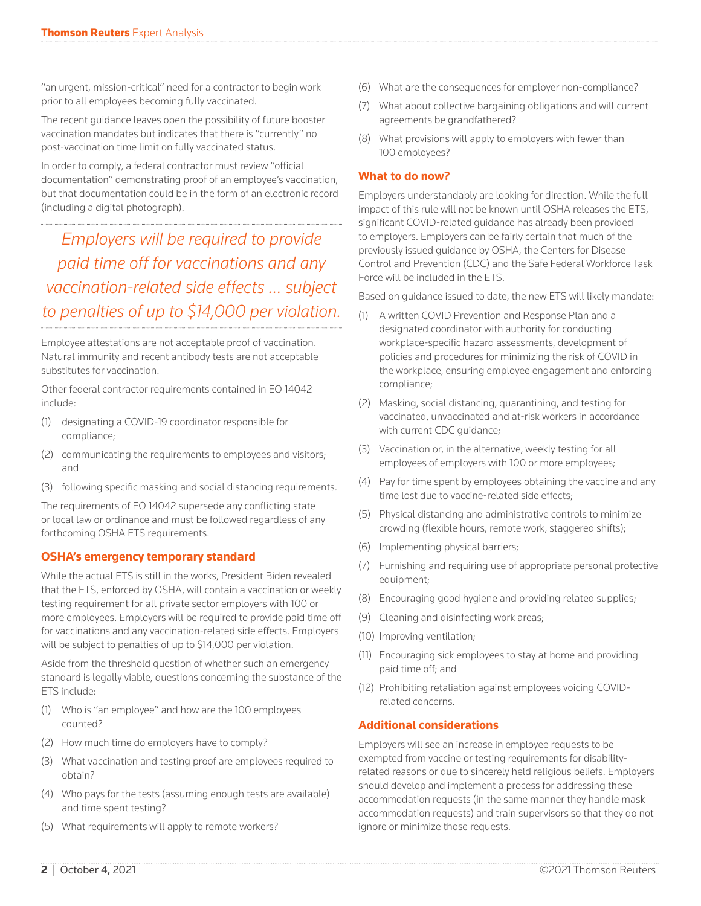"an urgent, mission-critical" need for a contractor to begin work prior to all employees becoming fully vaccinated.

The recent guidance leaves open the possibility of future booster vaccination mandates but indicates that there is "currently" no post-vaccination time limit on fully vaccinated status.

In order to comply, a federal contractor must review "official documentation" demonstrating proof of an employee's vaccination, but that documentation could be in the form of an electronic record (including a digital photograph).

> *Employers will be required to provide paid time off for vaccinations and any vaccination-related side effects … subject to penalties of up to $14,000 per violation.*

Employee attestations are not acceptable proof of vaccination. Natural immunity and recent antibody tests are not acceptable substitutes for vaccination.

Other federal contractor requirements contained in EO 14042 include:

(1) designating a COVID-19 coordinator responsible for compliance;

(2) communicating the requirements to employees and visitors; and

(3) following specific masking and social distancing requirements.

The requirements of EO 14042 supersede any conflicting state or local law or ordinance and must be followed regardless of any forthcoming OSHA ETS requirements.

## OSHA's emergency temporary standard

While the actual ETS is still in the works, President Biden revealed that the ETS, enforced by OSHA, will contain a vaccination or weekly testing requirement for all private sector employers with 100 or more employees. Employers will be required to provide paid time off for vaccinations and any vaccination-related side effects. Employers will be subject to penalties of up to $14,000 per violation.

Aside from the threshold question of whether such an emergency standard is legally viable, questions concerning the substance of the ETS include:

(1) Who is "an employee" and how are the 100 employees counted?

(2) How much time do employers have to comply?

(3) What vaccination and testing proof are employees required to obtain?

(4) Who pays for the tests (assuming enough tests are available) and time spent testing?

(5) What requirements will apply to remote workers?

(6) What are the consequences for employer non-compliance?

(7) What about collective bargaining obligations and will current agreements be grandfathered?

(8) What provisions will apply to employers with fewer than 100 employees?

## What to do now?

Employers understandably are looking for direction. While the full impact of this rule will not be known until OSHA releases the ETS, significant COVID-related guidance has already been provided to employers. Employers can be fairly certain that much of the previously issued guidance by OSHA, the Centers for Disease Control and Prevention (CDC) and the Safe Federal Workforce Task Force will be included in the ETS.

Based on guidance issued to date, the new ETS will likely mandate:

(1) A written COVID Prevention and Response Plan and a designated coordinator with authority for conducting workplace-specific hazard assessments, development of policies and procedures for minimizing the risk of COVID in the workplace, ensuring employee engagement and enforcing compliance;

(2) Masking, social distancing, quarantining, and testing for vaccinated, unvaccinated and at-risk workers in accordance with current CDC guidance;

(3) Vaccination or, in the alternative, weekly testing for all employees of employers with 100 or more employees;

(4) Pay for time spent by employees obtaining the vaccine and any time lost due to vaccine-related side effects;

(5) Physical distancing and administrative controls to minimize crowding (flexible hours, remote work, staggered shifts);

(6) Implementing physical barriers;

(7) Furnishing and requiring use of appropriate personal protective equipment;

(8) Encouraging good hygiene and providing related supplies;

(9) Cleaning and disinfecting work areas;

(10) Improving ventilation;

(11) Encouraging sick employees to stay at home and providing paid time off; and

(12) Prohibiting retaliation against employees voicing COVID-related concerns.

## Additional considerations

Employers will see an increase in employee requests to be exempted from vaccine or testing requirements for disability-related reasons or due to sincerely held religious beliefs. Employers should develop and implement a process for addressing these accommodation requests (in the same manner they handle mask accommodation requests) and train supervisors so that they do not ignore or minimize those requests.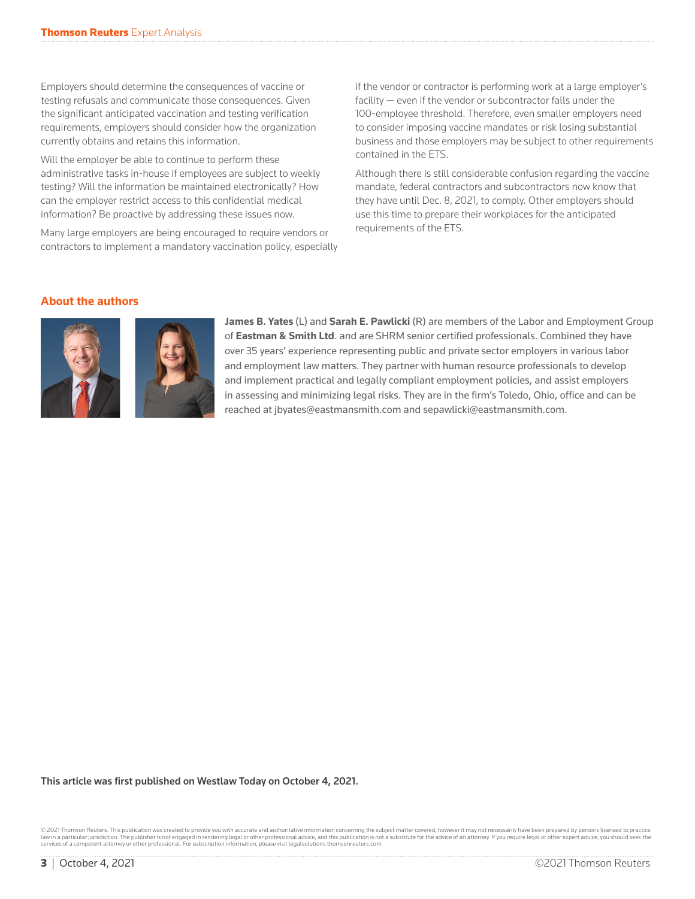Employers should determine the consequences of vaccine or testing refusals and communicate those consequences. Given the significant anticipated vaccination and testing verification requirements, employers should consider how the organization currently obtains and retains this information.

Will the employer be able to continue to perform these administrative tasks in-house if employees are subject to weekly testing? Will the information be maintained electronically? How can the employer restrict access to this confidential medical information? Be proactive by addressing these issues now.

Many large employers are being encouraged to require vendors or contractors to implement a mandatory vaccination policy, especially if the vendor or contractor is performing work at a large employer's facility — even if the vendor or subcontractor falls under the 100-employee threshold. Therefore, even smaller employers need to consider imposing vaccine mandates or risk losing substantial business and those employers may be subject to other requirements contained in the ETS.

Although there is still considerable confusion regarding the vaccine mandate, federal contractors and subcontractors now know that they have until Dec. 8, 2021, to comply. Other employers should use this time to prepare their workplaces for the anticipated requirements of the ETS.

## About the authors

**James B. Yates** (L) and **Sarah E. Pawlicki** (R) are members of the Labor and Employment Group of **Eastman & Smith Ltd**. and are SHRM senior certified professionals. Combined they have over 35 years' experience representing public and private sector employers in various labor and employment law matters. They partner with human resource professionals to develop and implement practical and legally compliant employment policies, and assist employers in assessing and minimizing legal risks. They are in the firm's Toledo, Ohio, office and can be reached at jbyates@eastmansmith.com and sepawlicki@eastmansmith.com.

**This article was first published on Westlaw Today on October 4, 2021.**

© 2021 Thomson Reuters. This publication was created to provide you with accurate and authoritative information concerning the subject matter covered, however it may not necessarily have been prepared by persons licensed to practice law in a particular jurisdiction. The publisher is not engaged in rendering legal or other professional advice, and this publication is not a substitute for the advice of an attorney. If you require legal or other expert advice, you should seek the services of a competent attorney or other professional. For subscription information, please visit legalsolutions.thomsonreuters.com.